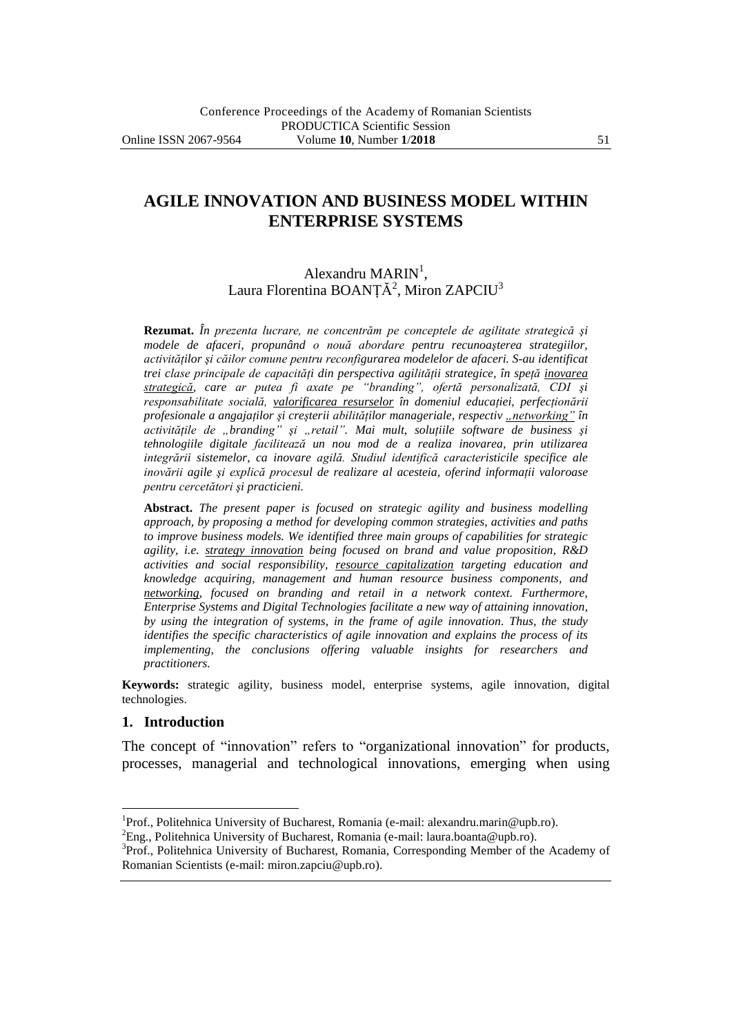# AGILE INNOVATION AND BUSINESS MODEL WITHIN ENTERPRISE SYSTEMS

Alexandru MARIN[1],
Laura Florentina BOANȚĂ[2], Miron ZAPCIU[3]

**Rezumat.** *În prezenta lucrare, ne concentrăm pe conceptele de agilitate strategică şi modele de afaceri, propunând o nouă abordare pentru recunoaşterea strategiilor, activităților şi căilor comune pentru reconfigurarea modelelor de afaceri. S-au identificat trei clase principale de capacități din perspectiva agilității strategice, în speță* ***inovarea strategică****, care ar putea fi axate pe "branding", ofertă personalizată, CDI şi responsabilitate socială,* ***valorificarea resurselor*** *în domeniul educației, perfecționării profesionale a angajaților şi creşterii abilităților manageriale, respectiv* ***„networking"*** *în activitățile de „branding" şi „retail". Mai mult, soluțiile software de business şi tehnologiile digitale facilitează un nou mod de a realiza inovarea, prin utilizarea integrării sistemelor, ca inovare agilă. Studiul identifică caracteristicile specifice ale inovării agile şi explică procesul de realizare al acesteia, oferind informații valoroase pentru cercetători şi practicieni.*

**Abstract.** *The present paper is focused on strategic agility and business modelling approach, by proposing a method for developing common strategies, activities and paths to improve business models. We identified three main groups of capabilities for strategic agility, i.e.* ***strategy innovation*** *being focused on brand and value proposition, R&D activities and social responsibility,* ***resource capitalization*** *targeting education and knowledge acquiring, management and human resource business components, and* ***networking****, focused on branding and retail in a network context. Furthermore, Enterprise Systems and Digital Technologies facilitate a new way of attaining innovation, by using the integration of systems, in the frame of agile innovation. Thus, the study identifies the specific characteristics of agile innovation and explains the process of its implementing, the conclusions offering valuable insights for researchers and practitioners.*

**Keywords:** strategic agility, business model, enterprise systems, agile innovation, digital technologies.

## 1. Introduction

The concept of "innovation" refers to "organizational innovation" for products, processes, managerial and technological innovations, emerging when using

---

[1] Prof., Politehnica University of Bucharest, Romania (e-mail: alexandru.marin@upb.ro).

[2] Eng., Politehnica University of Bucharest, Romania (e-mail: laura.boanta@upb.ro).

[3] Prof., Politehnica University of Bucharest, Romania, Corresponding Member of the Academy of Romanian Scientists (e-mail: miron.zapciu@upb.ro).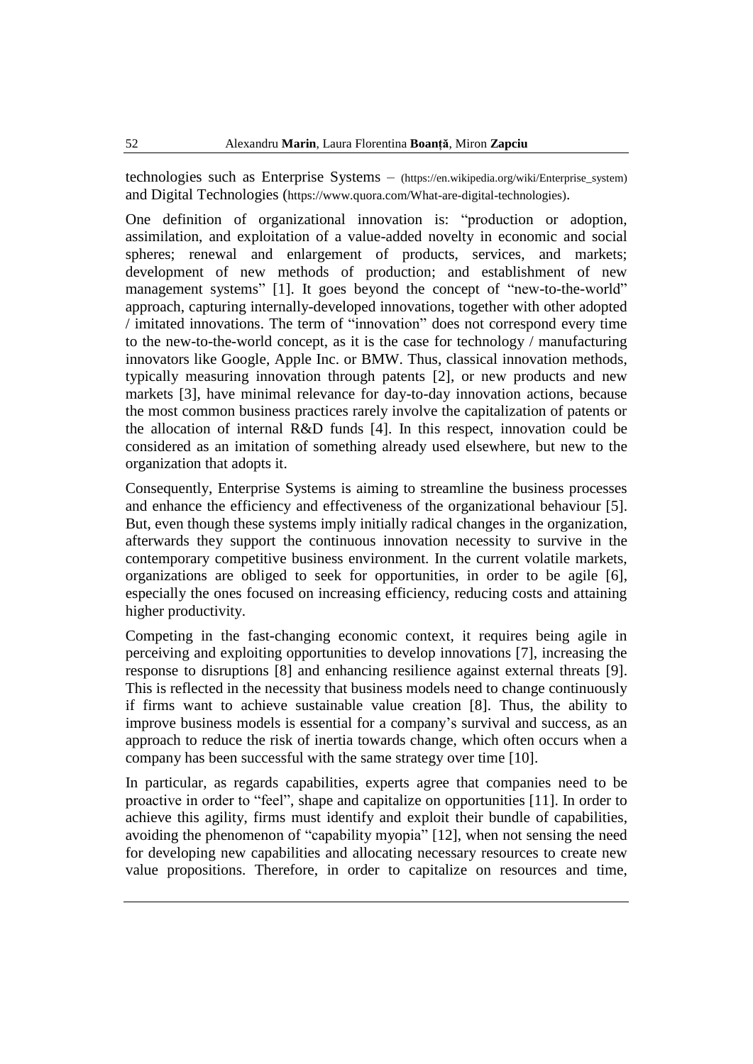technologies such as Enterprise Systems – (https://en.wikipedia.org/wiki/Enterprise_system) and Digital Technologies (https://www.quora.com/What-are-digital-technologies).

One definition of organizational innovation is: "production or adoption, assimilation, and exploitation of a value-added novelty in economic and social spheres; renewal and enlargement of products, services, and markets; development of new methods of production; and establishment of new management systems" [1]. It goes beyond the concept of "new-to-the-world" approach, capturing internally-developed innovations, together with other adopted / imitated innovations. The term of "innovation" does not correspond every time to the new-to-the-world concept, as it is the case for technology / manufacturing innovators like Google, Apple Inc. or BMW. Thus, classical innovation methods, typically measuring innovation through patents [2], or new products and new markets [3], have minimal relevance for day-to-day innovation actions, because the most common business practices rarely involve the capitalization of patents or the allocation of internal R&D funds [4]. In this respect, innovation could be considered as an imitation of something already used elsewhere, but new to the organization that adopts it.

Consequently, Enterprise Systems is aiming to streamline the business processes and enhance the efficiency and effectiveness of the organizational behaviour [5]. But, even though these systems imply initially radical changes in the organization, afterwards they support the continuous innovation necessity to survive in the contemporary competitive business environment. In the current volatile markets, organizations are obliged to seek for opportunities, in order to be agile [6], especially the ones focused on increasing efficiency, reducing costs and attaining higher productivity.

Competing in the fast-changing economic context, it requires being agile in perceiving and exploiting opportunities to develop innovations [7], increasing the response to disruptions [8] and enhancing resilience against external threats [9]. This is reflected in the necessity that business models need to change continuously if firms want to achieve sustainable value creation [8]. Thus, the ability to improve business models is essential for a company's survival and success, as an approach to reduce the risk of inertia towards change, which often occurs when a company has been successful with the same strategy over time [10].

In particular, as regards capabilities, experts agree that companies need to be proactive in order to "feel", shape and capitalize on opportunities [11]. In order to achieve this agility, firms must identify and exploit their bundle of capabilities, avoiding the phenomenon of "capability myopia" [12], when not sensing the need for developing new capabilities and allocating necessary resources to create new value propositions. Therefore, in order to capitalize on resources and time,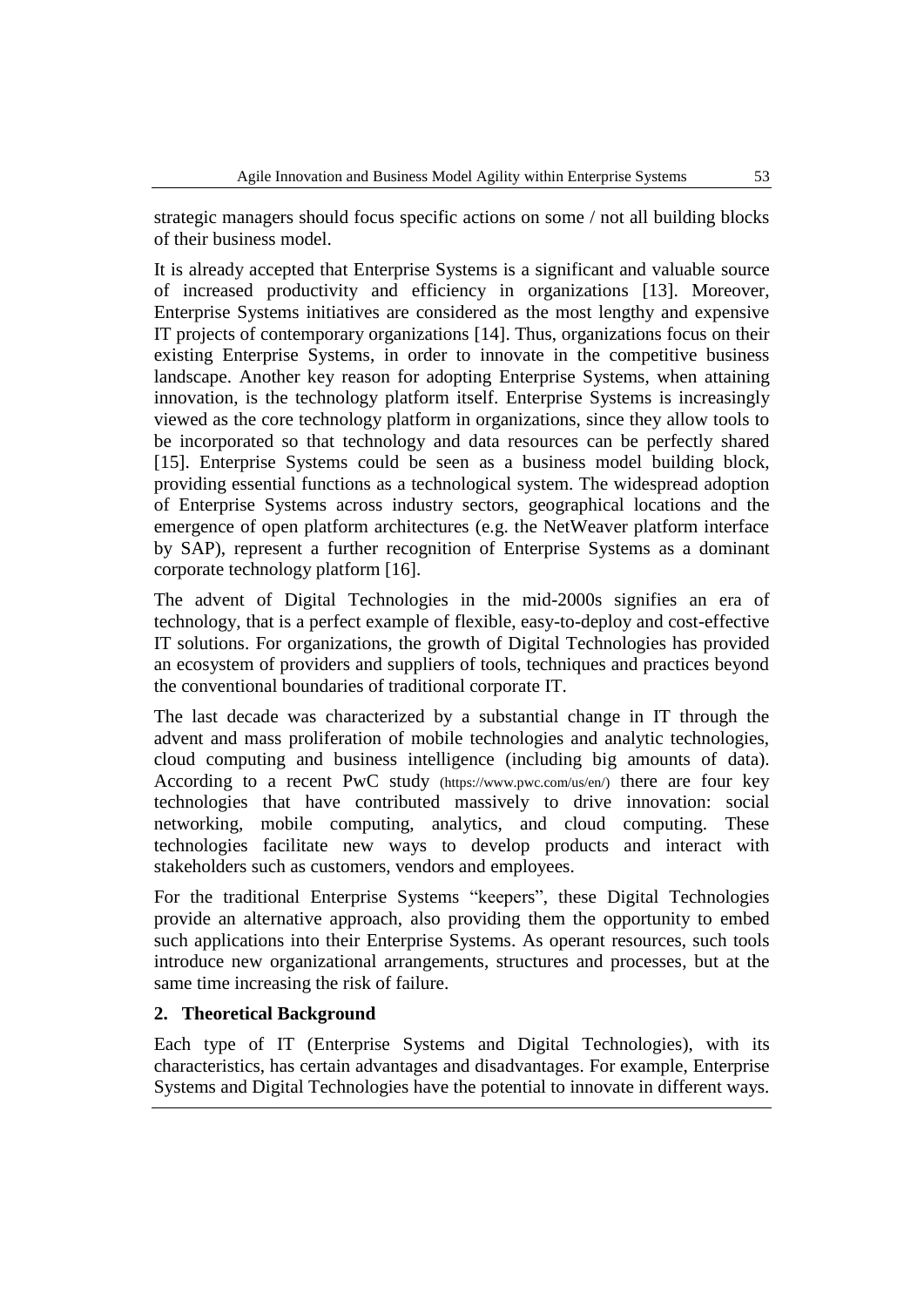strategic managers should focus specific actions on some / not all building blocks of their business model.

It is already accepted that Enterprise Systems is a significant and valuable source of increased productivity and efficiency in organizations [13]. Moreover, Enterprise Systems initiatives are considered as the most lengthy and expensive IT projects of contemporary organizations [14]. Thus, organizations focus on their existing Enterprise Systems, in order to innovate in the competitive business landscape. Another key reason for adopting Enterprise Systems, when attaining innovation, is the technology platform itself. Enterprise Systems is increasingly viewed as the core technology platform in organizations, since they allow tools to be incorporated so that technology and data resources can be perfectly shared [15]. Enterprise Systems could be seen as a business model building block, providing essential functions as a technological system. The widespread adoption of Enterprise Systems across industry sectors, geographical locations and the emergence of open platform architectures (e.g. the NetWeaver platform interface by SAP), represent a further recognition of Enterprise Systems as a dominant corporate technology platform [16].

The advent of Digital Technologies in the mid-2000s signifies an era of technology, that is a perfect example of flexible, easy-to-deploy and cost-effective IT solutions. For organizations, the growth of Digital Technologies has provided an ecosystem of providers and suppliers of tools, techniques and practices beyond the conventional boundaries of traditional corporate IT.

The last decade was characterized by a substantial change in IT through the advent and mass proliferation of mobile technologies and analytic technologies, cloud computing and business intelligence (including big amounts of data). According to a recent PwC study (https://www.pwc.com/us/en/) there are four key technologies that have contributed massively to drive innovation: social networking, mobile computing, analytics, and cloud computing. These technologies facilitate new ways to develop products and interact with stakeholders such as customers, vendors and employees.

For the traditional Enterprise Systems "keepers", these Digital Technologies provide an alternative approach, also providing them the opportunity to embed such applications into their Enterprise Systems. As operant resources, such tools introduce new organizational arrangements, structures and processes, but at the same time increasing the risk of failure.

## 2. Theoretical Background

Each type of IT (Enterprise Systems and Digital Technologies), with its characteristics, has certain advantages and disadvantages. For example, Enterprise Systems and Digital Technologies have the potential to innovate in different ways.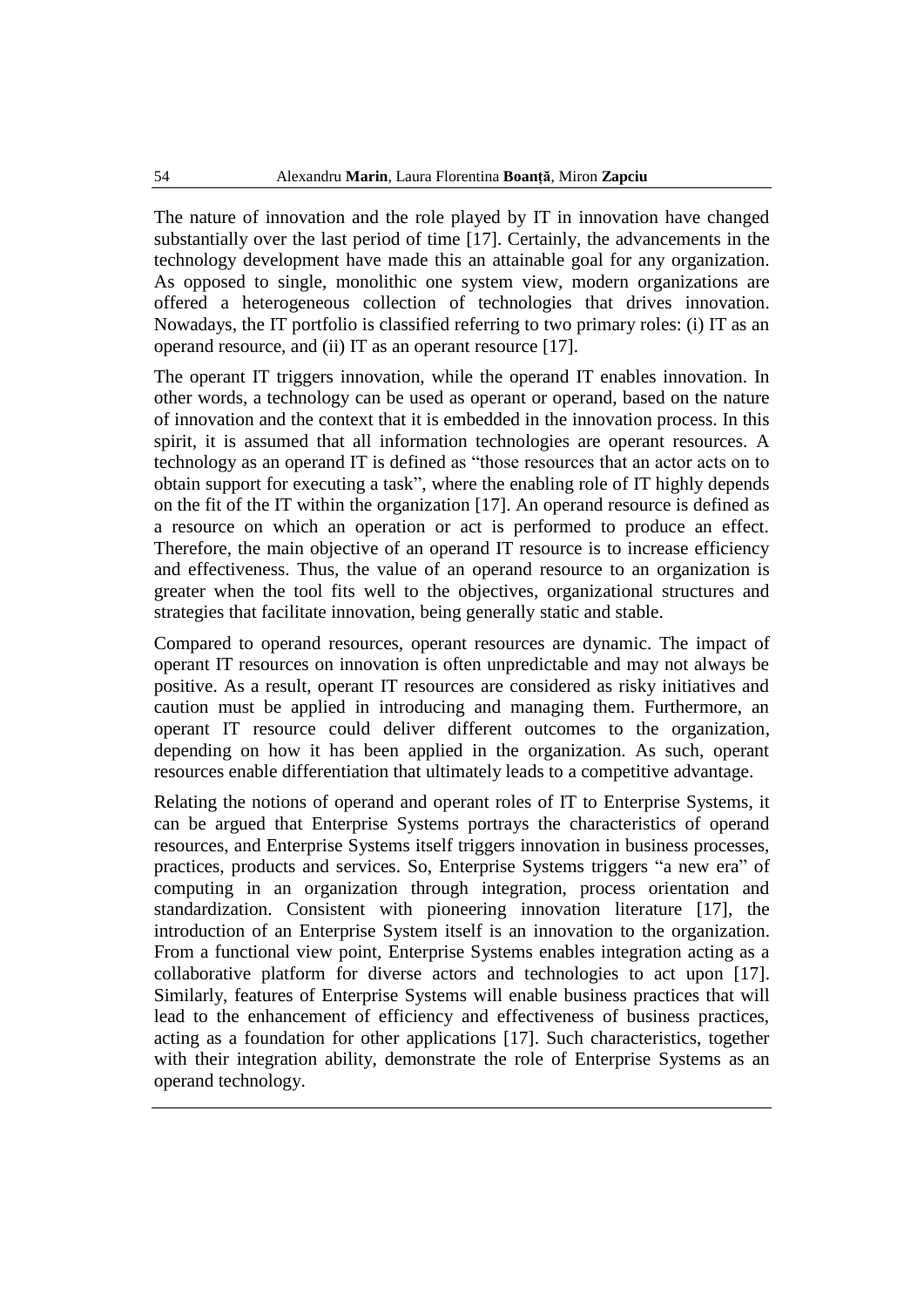The nature of innovation and the role played by IT in innovation have changed substantially over the last period of time [17]. Certainly, the advancements in the technology development have made this an attainable goal for any organization. As opposed to single, monolithic one system view, modern organizations are offered a heterogeneous collection of technologies that drives innovation. Nowadays, the IT portfolio is classified referring to two primary roles: (i) IT as an operand resource, and (ii) IT as an operant resource [17].

The operant IT triggers innovation, while the operand IT enables innovation. In other words, a technology can be used as operant or operand, based on the nature of innovation and the context that it is embedded in the innovation process. In this spirit, it is assumed that all information technologies are operant resources. A technology as an operand IT is defined as "those resources that an actor acts on to obtain support for executing a task", where the enabling role of IT highly depends on the fit of the IT within the organization [17]. An operand resource is defined as a resource on which an operation or act is performed to produce an effect. Therefore, the main objective of an operand IT resource is to increase efficiency and effectiveness. Thus, the value of an operand resource to an organization is greater when the tool fits well to the objectives, organizational structures and strategies that facilitate innovation, being generally static and stable.

Compared to operand resources, operant resources are dynamic. The impact of operant IT resources on innovation is often unpredictable and may not always be positive. As a result, operant IT resources are considered as risky initiatives and caution must be applied in introducing and managing them. Furthermore, an operant IT resource could deliver different outcomes to the organization, depending on how it has been applied in the organization. As such, operant resources enable differentiation that ultimately leads to a competitive advantage.

Relating the notions of operand and operant roles of IT to Enterprise Systems, it can be argued that Enterprise Systems portrays the characteristics of operand resources, and Enterprise Systems itself triggers innovation in business processes, practices, products and services. So, Enterprise Systems triggers "a new era" of computing in an organization through integration, process orientation and standardization. Consistent with pioneering innovation literature [17], the introduction of an Enterprise System itself is an innovation to the organization. From a functional view point, Enterprise Systems enables integration acting as a collaborative platform for diverse actors and technologies to act upon [17]. Similarly, features of Enterprise Systems will enable business practices that will lead to the enhancement of efficiency and effectiveness of business practices, acting as a foundation for other applications [17]. Such characteristics, together with their integration ability, demonstrate the role of Enterprise Systems as an operand technology.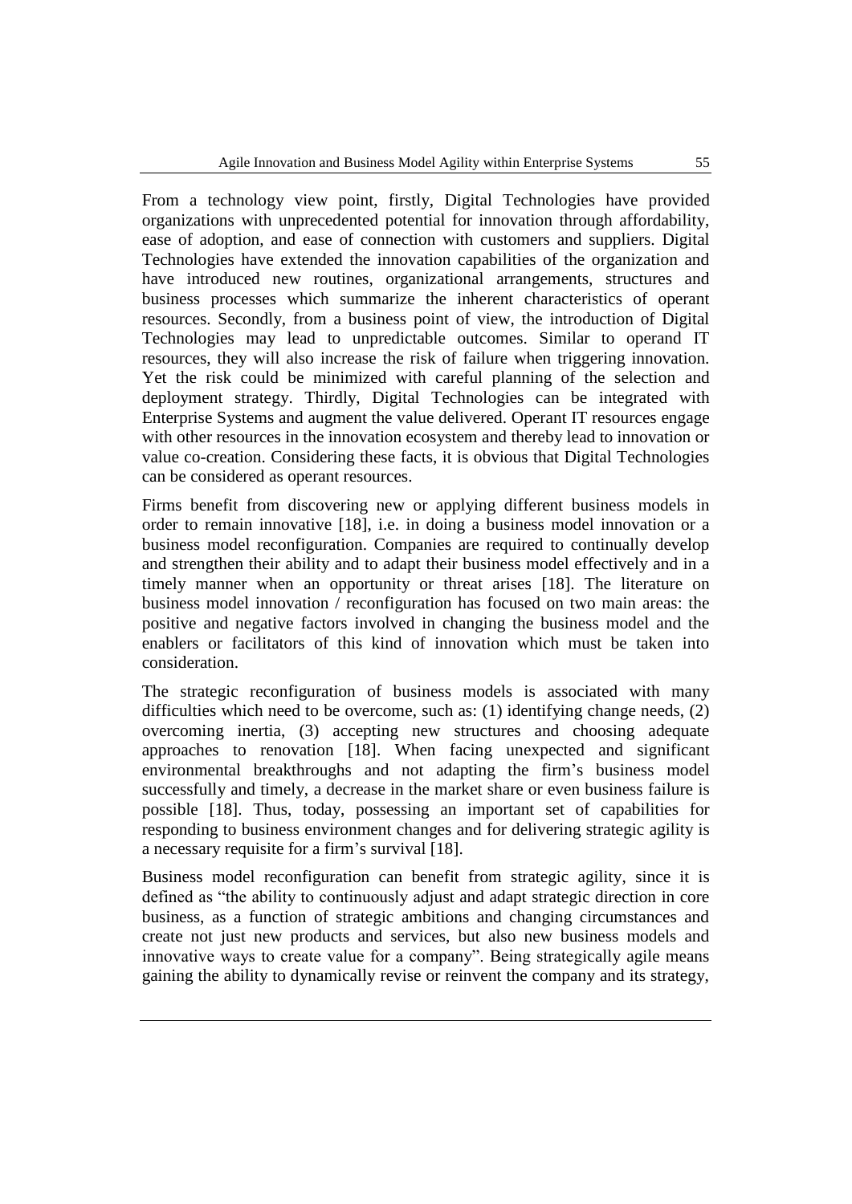From a technology view point, firstly, Digital Technologies have provided organizations with unprecedented potential for innovation through affordability, ease of adoption, and ease of connection with customers and suppliers. Digital Technologies have extended the innovation capabilities of the organization and have introduced new routines, organizational arrangements, structures and business processes which summarize the inherent characteristics of operant resources. Secondly, from a business point of view, the introduction of Digital Technologies may lead to unpredictable outcomes. Similar to operand IT resources, they will also increase the risk of failure when triggering innovation. Yet the risk could be minimized with careful planning of the selection and deployment strategy. Thirdly, Digital Technologies can be integrated with Enterprise Systems and augment the value delivered. Operant IT resources engage with other resources in the innovation ecosystem and thereby lead to innovation or value co-creation. Considering these facts, it is obvious that Digital Technologies can be considered as operant resources.

Firms benefit from discovering new or applying different business models in order to remain innovative [18], i.e. in doing a business model innovation or a business model reconfiguration. Companies are required to continually develop and strengthen their ability and to adapt their business model effectively and in a timely manner when an opportunity or threat arises [18]. The literature on business model innovation / reconfiguration has focused on two main areas: the positive and negative factors involved in changing the business model and the enablers or facilitators of this kind of innovation which must be taken into consideration.

The strategic reconfiguration of business models is associated with many difficulties which need to be overcome, such as: (1) identifying change needs, (2) overcoming inertia, (3) accepting new structures and choosing adequate approaches to renovation [18]. When facing unexpected and significant environmental breakthroughs and not adapting the firm's business model successfully and timely, a decrease in the market share or even business failure is possible [18]. Thus, today, possessing an important set of capabilities for responding to business environment changes and for delivering strategic agility is a necessary requisite for a firm's survival [18].

Business model reconfiguration can benefit from strategic agility, since it is defined as "the ability to continuously adjust and adapt strategic direction in core business, as a function of strategic ambitions and changing circumstances and create not just new products and services, but also new business models and innovative ways to create value for a company". Being strategically agile means gaining the ability to dynamically revise or reinvent the company and its strategy,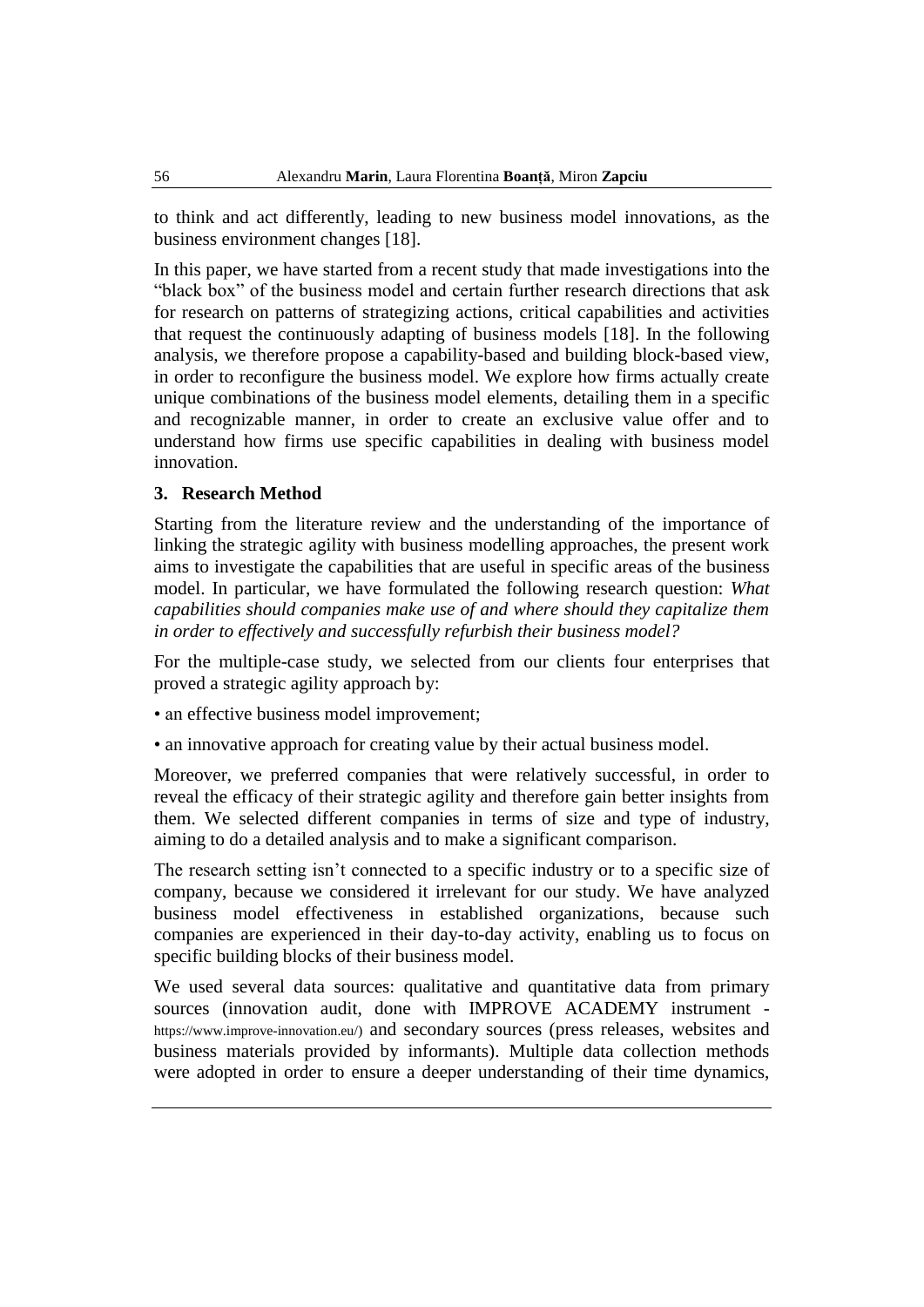to think and act differently, leading to new business model innovations, as the business environment changes [18].

In this paper, we have started from a recent study that made investigations into the "black box" of the business model and certain further research directions that ask for research on patterns of strategizing actions, critical capabilities and activities that request the continuously adapting of business models [18]. In the following analysis, we therefore propose a capability-based and building block-based view, in order to reconfigure the business model. We explore how firms actually create unique combinations of the business model elements, detailing them in a specific and recognizable manner, in order to create an exclusive value offer and to understand how firms use specific capabilities in dealing with business model innovation.

## 3. Research Method

Starting from the literature review and the understanding of the importance of linking the strategic agility with business modelling approaches, the present work aims to investigate the capabilities that are useful in specific areas of the business model. In particular, we have formulated the following research question: *What capabilities should companies make use of and where should they capitalize them in order to effectively and successfully refurbish their business model?*

For the multiple-case study, we selected from our clients four enterprises that proved a strategic agility approach by:

- an effective business model improvement;
- an innovative approach for creating value by their actual business model.

Moreover, we preferred companies that were relatively successful, in order to reveal the efficacy of their strategic agility and therefore gain better insights from them. We selected different companies in terms of size and type of industry, aiming to do a detailed analysis and to make a significant comparison.

The research setting isn't connected to a specific industry or to a specific size of company, because we considered it irrelevant for our study. We have analyzed business model effectiveness in established organizations, because such companies are experienced in their day-to-day activity, enabling us to focus on specific building blocks of their business model.

We used several data sources: qualitative and quantitative data from primary sources (innovation audit, done with IMPROVE ACADEMY instrument - https://www.improve-innovation.eu/) and secondary sources (press releases, websites and business materials provided by informants). Multiple data collection methods were adopted in order to ensure a deeper understanding of their time dynamics,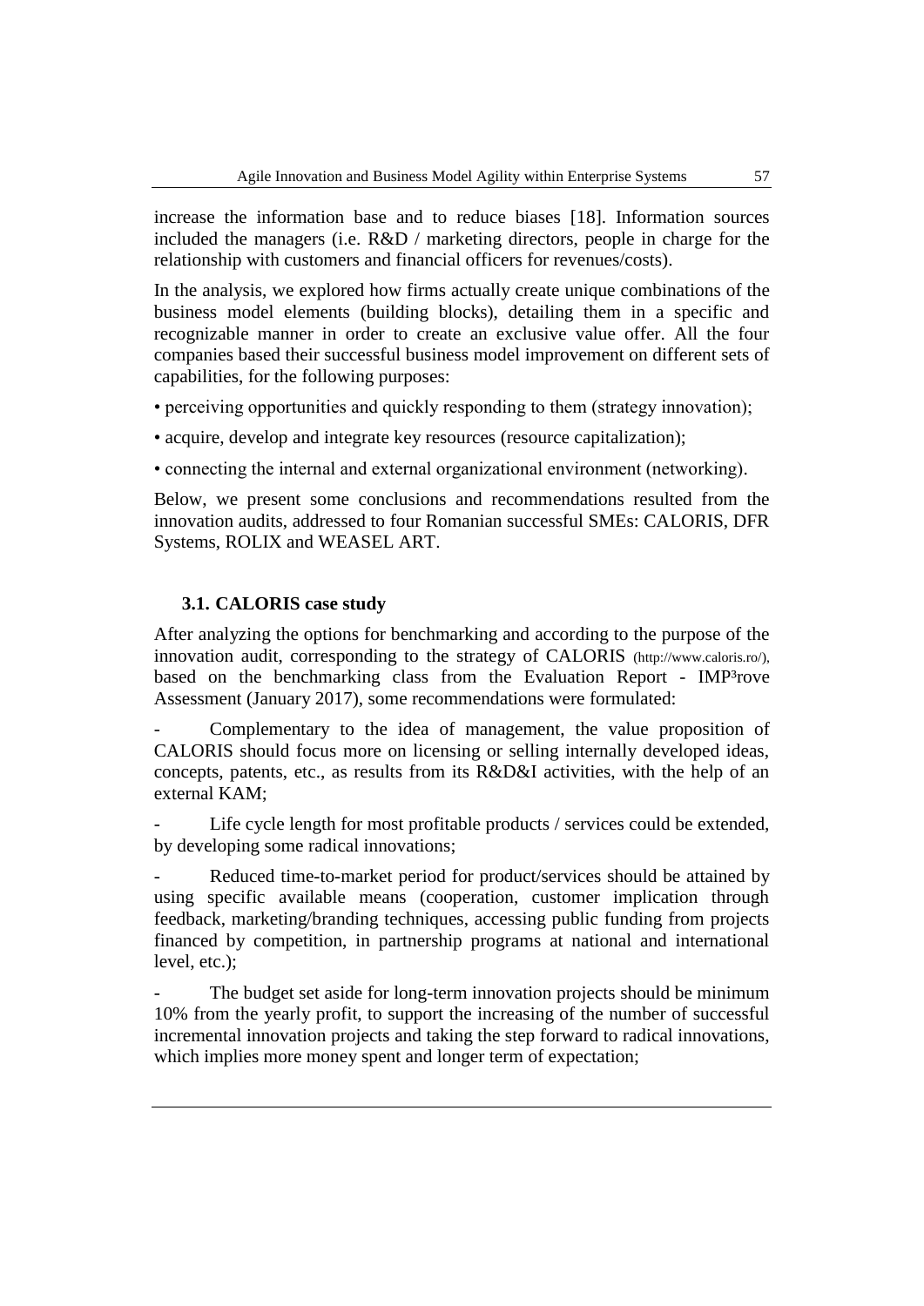increase the information base and to reduce biases [18]. Information sources included the managers (i.e. R&D / marketing directors, people in charge for the relationship with customers and financial officers for revenues/costs).

In the analysis, we explored how firms actually create unique combinations of the business model elements (building blocks), detailing them in a specific and recognizable manner in order to create an exclusive value offer. All the four companies based their successful business model improvement on different sets of capabilities, for the following purposes:

• perceiving opportunities and quickly responding to them (strategy innovation);

• acquire, develop and integrate key resources (resource capitalization);

• connecting the internal and external organizational environment (networking).

Below, we present some conclusions and recommendations resulted from the innovation audits, addressed to four Romanian successful SMEs: CALORIS, DFR Systems, ROLIX and WEASEL ART.

### 3.1. CALORIS case study

After analyzing the options for benchmarking and according to the purpose of the innovation audit, corresponding to the strategy of CALORIS (http://www.caloris.ro/), based on the benchmarking class from the Evaluation Report - IMP³rove Assessment (January 2017), some recommendations were formulated:

- Complementary to the idea of management, the value proposition of CALORIS should focus more on licensing or selling internally developed ideas, concepts, patents, etc., as results from its R&D&I activities, with the help of an external KAM;

- Life cycle length for most profitable products / services could be extended, by developing some radical innovations;

- Reduced time-to-market period for product/services should be attained by using specific available means (cooperation, customer implication through feedback, marketing/branding techniques, accessing public funding from projects financed by competition, in partnership programs at national and international level, etc.);

- The budget set aside for long-term innovation projects should be minimum 10% from the yearly profit, to support the increasing of the number of successful incremental innovation projects and taking the step forward to radical innovations, which implies more money spent and longer term of expectation;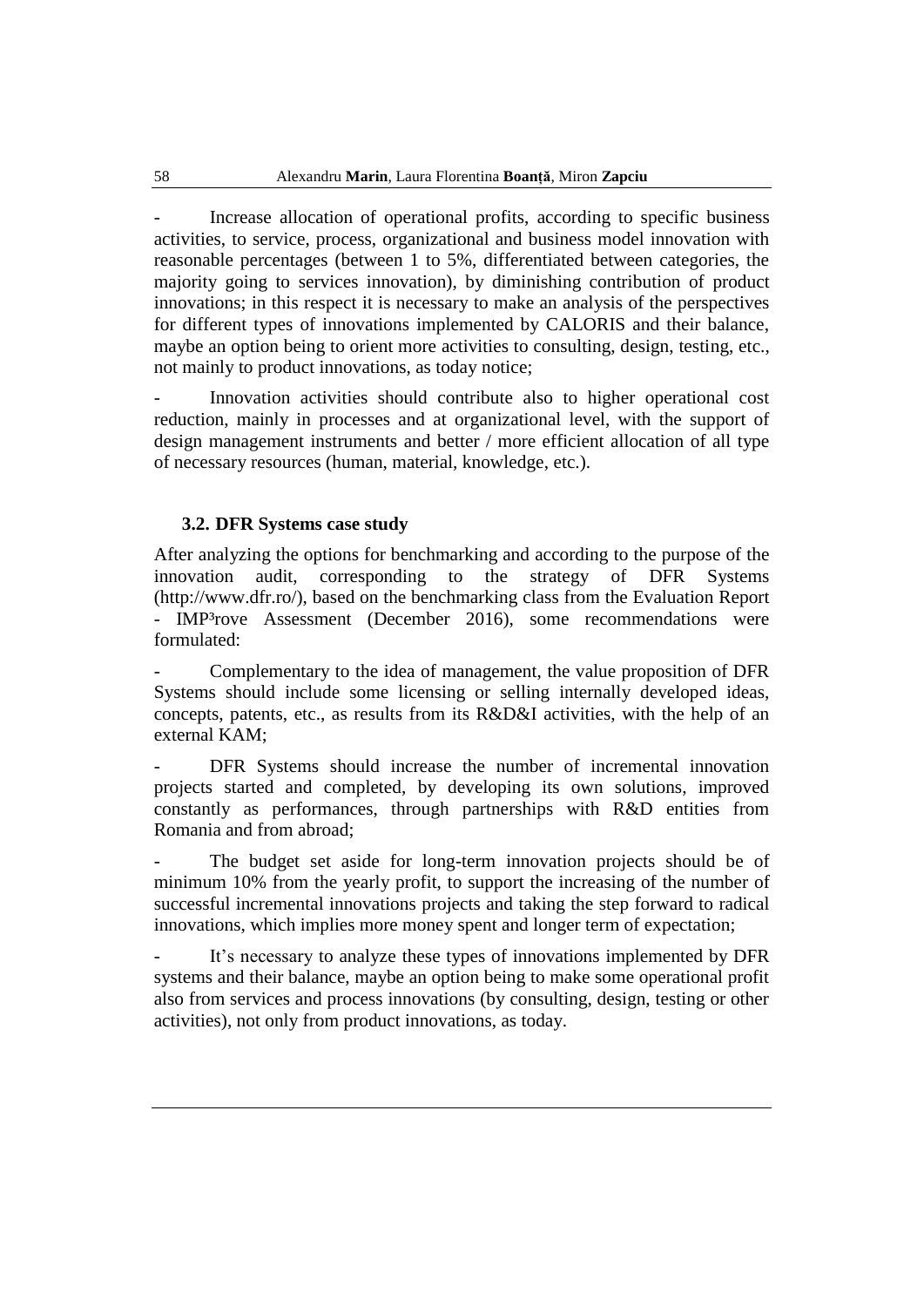- Increase allocation of operational profits, according to specific business activities, to service, process, organizational and business model innovation with reasonable percentages (between 1 to 5%, differentiated between categories, the majority going to services innovation), by diminishing contribution of product innovations; in this respect it is necessary to make an analysis of the perspectives for different types of innovations implemented by CALORIS and their balance, maybe an option being to orient more activities to consulting, design, testing, etc., not mainly to product innovations, as today notice;
- Innovation activities should contribute also to higher operational cost reduction, mainly in processes and at organizational level, with the support of design management instruments and better / more efficient allocation of all type of necessary resources (human, material, knowledge, etc.).

### 3.2. DFR Systems case study

After analyzing the options for benchmarking and according to the purpose of the innovation audit, corresponding to the strategy of DFR Systems (http://www.dfr.ro/), based on the benchmarking class from the Evaluation Report - IMP³rove Assessment (December 2016), some recommendations were formulated:

- Complementary to the idea of management, the value proposition of DFR Systems should include some licensing or selling internally developed ideas, concepts, patents, etc., as results from its R&D&I activities, with the help of an external KAM;
- DFR Systems should increase the number of incremental innovation projects started and completed, by developing its own solutions, improved constantly as performances, through partnerships with R&D entities from Romania and from abroad;
- The budget set aside for long-term innovation projects should be of minimum 10% from the yearly profit, to support the increasing of the number of successful incremental innovations projects and taking the step forward to radical innovations, which implies more money spent and longer term of expectation;
- It's necessary to analyze these types of innovations implemented by DFR systems and their balance, maybe an option being to make some operational profit also from services and process innovations (by consulting, design, testing or other activities), not only from product innovations, as today.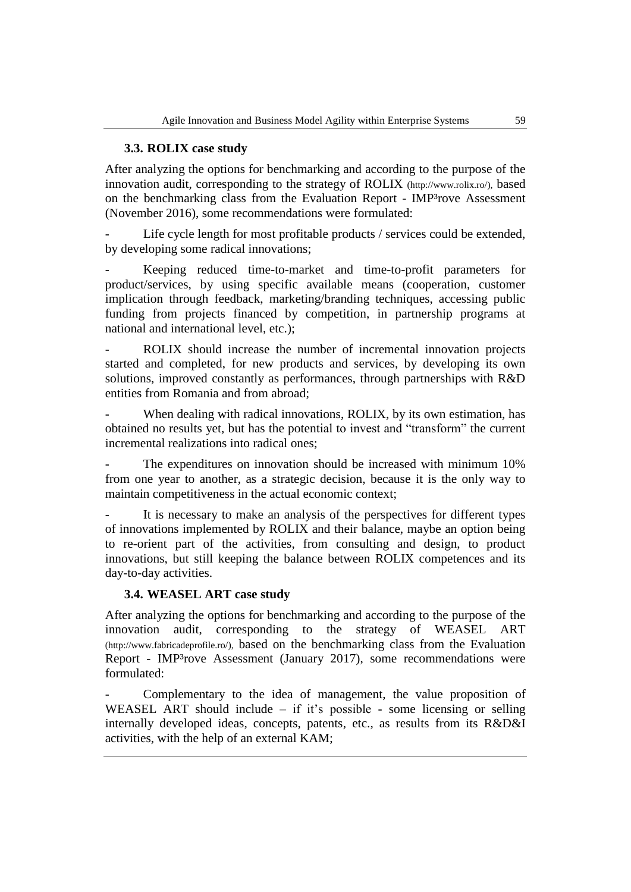### 3.3. ROLIX case study

After analyzing the options for benchmarking and according to the purpose of the innovation audit, corresponding to the strategy of ROLIX (http://www.rolix.ro/), based on the benchmarking class from the Evaluation Report - IMP³rove Assessment (November 2016), some recommendations were formulated:

- Life cycle length for most profitable products / services could be extended, by developing some radical innovations;
- Keeping reduced time-to-market and time-to-profit parameters for product/services, by using specific available means (cooperation, customer implication through feedback, marketing/branding techniques, accessing public funding from projects financed by competition, in partnership programs at national and international level, etc.);
- ROLIX should increase the number of incremental innovation projects started and completed, for new products and services, by developing its own solutions, improved constantly as performances, through partnerships with R&D entities from Romania and from abroad;
- When dealing with radical innovations, ROLIX, by its own estimation, has obtained no results yet, but has the potential to invest and "transform" the current incremental realizations into radical ones;
- The expenditures on innovation should be increased with minimum 10% from one year to another, as a strategic decision, because it is the only way to maintain competitiveness in the actual economic context;
- It is necessary to make an analysis of the perspectives for different types of innovations implemented by ROLIX and their balance, maybe an option being to re-orient part of the activities, from consulting and design, to product innovations, but still keeping the balance between ROLIX competences and its day-to-day activities.

### 3.4. WEASEL ART case study

After analyzing the options for benchmarking and according to the purpose of the innovation audit, corresponding to the strategy of WEASEL ART (http://www.fabricadeprofile.ro/), based on the benchmarking class from the Evaluation Report - IMP³rove Assessment (January 2017), some recommendations were formulated:

- Complementary to the idea of management, the value proposition of WEASEL ART should include – if it's possible - some licensing or selling internally developed ideas, concepts, patents, etc., as results from its R&D&I activities, with the help of an external KAM;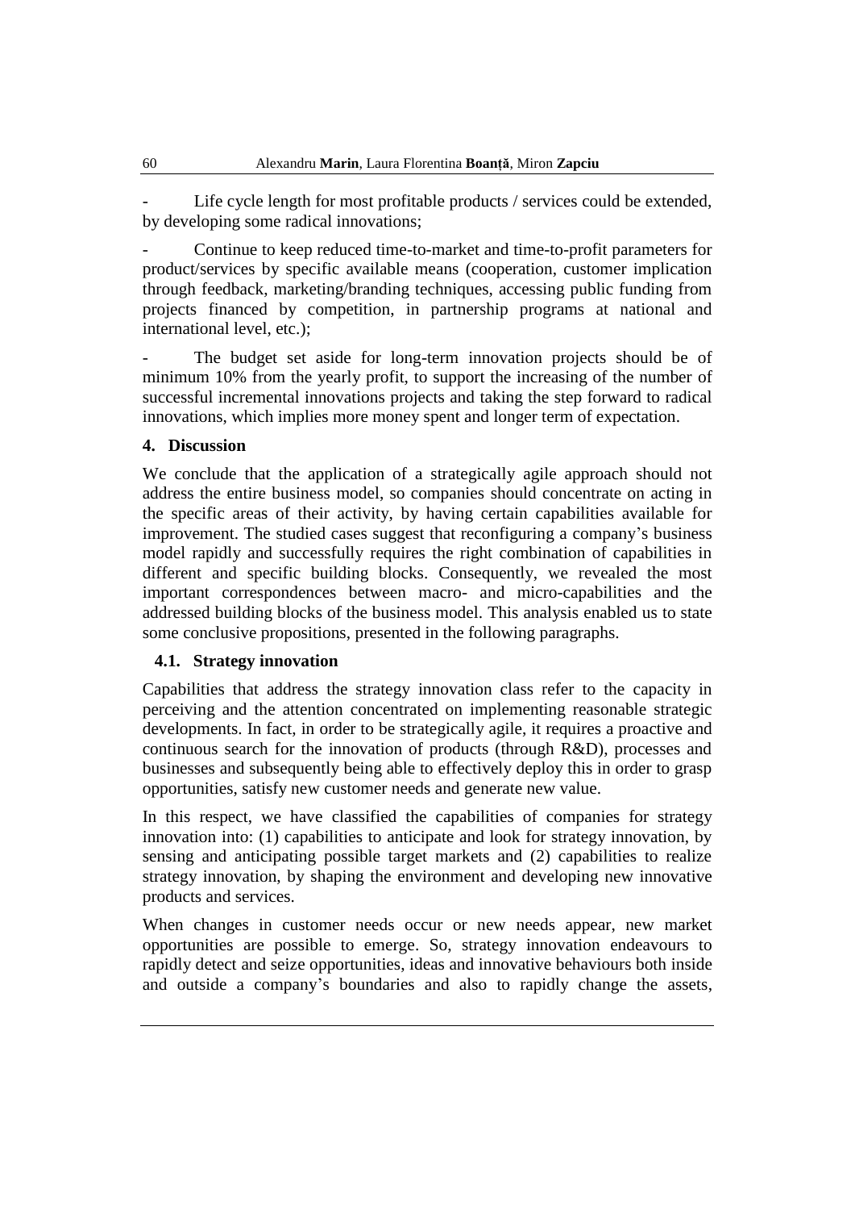- Life cycle length for most profitable products / services could be extended, by developing some radical innovations;

- Continue to keep reduced time-to-market and time-to-profit parameters for product/services by specific available means (cooperation, customer implication through feedback, marketing/branding techniques, accessing public funding from projects financed by competition, in partnership programs at national and international level, etc.);

- The budget set aside for long-term innovation projects should be of minimum 10% from the yearly profit, to support the increasing of the number of successful incremental innovations projects and taking the step forward to radical innovations, which implies more money spent and longer term of expectation.

## 4. Discussion

We conclude that the application of a strategically agile approach should not address the entire business model, so companies should concentrate on acting in the specific areas of their activity, by having certain capabilities available for improvement. The studied cases suggest that reconfiguring a company's business model rapidly and successfully requires the right combination of capabilities in different and specific building blocks. Consequently, we revealed the most important correspondences between macro- and micro-capabilities and the addressed building blocks of the business model. This analysis enabled us to state some conclusive propositions, presented in the following paragraphs.

### 4.1. Strategy innovation

Capabilities that address the strategy innovation class refer to the capacity in perceiving and the attention concentrated on implementing reasonable strategic developments. In fact, in order to be strategically agile, it requires a proactive and continuous search for the innovation of products (through R&D), processes and businesses and subsequently being able to effectively deploy this in order to grasp opportunities, satisfy new customer needs and generate new value.

In this respect, we have classified the capabilities of companies for strategy innovation into: (1) capabilities to anticipate and look for strategy innovation, by sensing and anticipating possible target markets and (2) capabilities to realize strategy innovation, by shaping the environment and developing new innovative products and services.

When changes in customer needs occur or new needs appear, new market opportunities are possible to emerge. So, strategy innovation endeavours to rapidly detect and seize opportunities, ideas and innovative behaviours both inside and outside a company's boundaries and also to rapidly change the assets,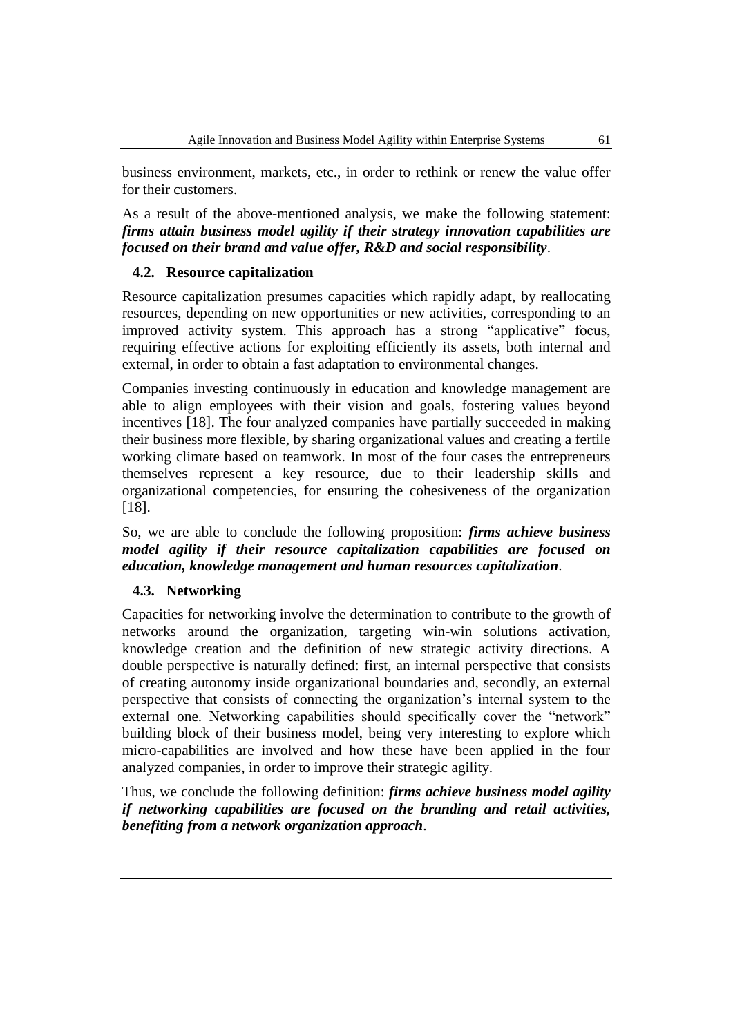business environment, markets, etc., in order to rethink or renew the value offer for their customers.

As a result of the above-mentioned analysis, we make the following statement: ***firms attain business model agility if their strategy innovation capabilities are focused on their brand and value offer, R&D and social responsibility***.

### 4.2. Resource capitalization

Resource capitalization presumes capacities which rapidly adapt, by reallocating resources, depending on new opportunities or new activities, corresponding to an improved activity system. This approach has a strong "applicative" focus, requiring effective actions for exploiting efficiently its assets, both internal and external, in order to obtain a fast adaptation to environmental changes.

Companies investing continuously in education and knowledge management are able to align employees with their vision and goals, fostering values beyond incentives [18]. The four analyzed companies have partially succeeded in making their business more flexible, by sharing organizational values and creating a fertile working climate based on teamwork. In most of the four cases the entrepreneurs themselves represent a key resource, due to their leadership skills and organizational competencies, for ensuring the cohesiveness of the organization [18].

So, we are able to conclude the following proposition: ***firms achieve business model agility if their resource capitalization capabilities are focused on education, knowledge management and human resources capitalization***.

### 4.3. Networking

Capacities for networking involve the determination to contribute to the growth of networks around the organization, targeting win-win solutions activation, knowledge creation and the definition of new strategic activity directions. A double perspective is naturally defined: first, an internal perspective that consists of creating autonomy inside organizational boundaries and, secondly, an external perspective that consists of connecting the organization's internal system to the external one. Networking capabilities should specifically cover the "network" building block of their business model, being very interesting to explore which micro-capabilities are involved and how these have been applied in the four analyzed companies, in order to improve their strategic agility.

Thus, we conclude the following definition: ***firms achieve business model agility if networking capabilities are focused on the branding and retail activities, benefiting from a network organization approach***.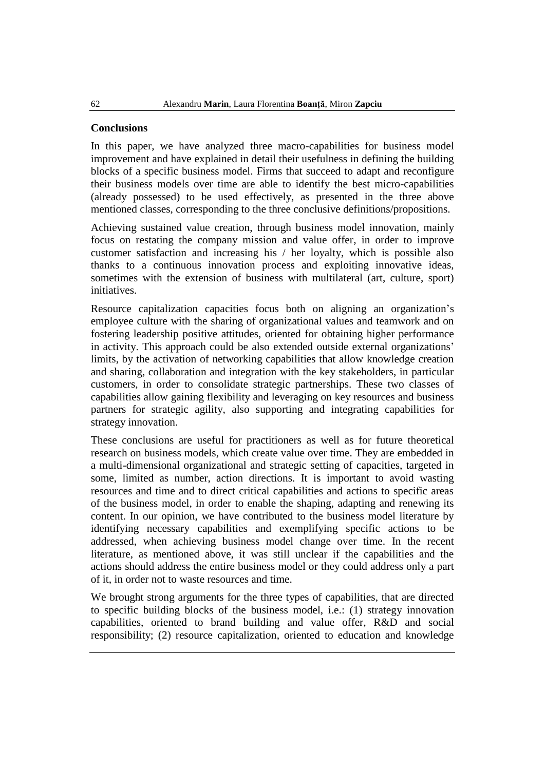## Conclusions

In this paper, we have analyzed three macro-capabilities for business model improvement and have explained in detail their usefulness in defining the building blocks of a specific business model. Firms that succeed to adapt and reconfigure their business models over time are able to identify the best micro-capabilities (already possessed) to be used effectively, as presented in the three above mentioned classes, corresponding to the three conclusive definitions/propositions.

Achieving sustained value creation, through business model innovation, mainly focus on restating the company mission and value offer, in order to improve customer satisfaction and increasing his / her loyalty, which is possible also thanks to a continuous innovation process and exploiting innovative ideas, sometimes with the extension of business with multilateral (art, culture, sport) initiatives.

Resource capitalization capacities focus both on aligning an organization's employee culture with the sharing of organizational values and teamwork and on fostering leadership positive attitudes, oriented for obtaining higher performance in activity. This approach could be also extended outside external organizations' limits, by the activation of networking capabilities that allow knowledge creation and sharing, collaboration and integration with the key stakeholders, in particular customers, in order to consolidate strategic partnerships. These two classes of capabilities allow gaining flexibility and leveraging on key resources and business partners for strategic agility, also supporting and integrating capabilities for strategy innovation.

These conclusions are useful for practitioners as well as for future theoretical research on business models, which create value over time. They are embedded in a multi-dimensional organizational and strategic setting of capacities, targeted in some, limited as number, action directions. It is important to avoid wasting resources and time and to direct critical capabilities and actions to specific areas of the business model, in order to enable the shaping, adapting and renewing its content. In our opinion, we have contributed to the business model literature by identifying necessary capabilities and exemplifying specific actions to be addressed, when achieving business model change over time. In the recent literature, as mentioned above, it was still unclear if the capabilities and the actions should address the entire business model or they could address only a part of it, in order not to waste resources and time.

We brought strong arguments for the three types of capabilities, that are directed to specific building blocks of the business model, i.e.: (1) strategy innovation capabilities, oriented to brand building and value offer, R&D and social responsibility; (2) resource capitalization, oriented to education and knowledge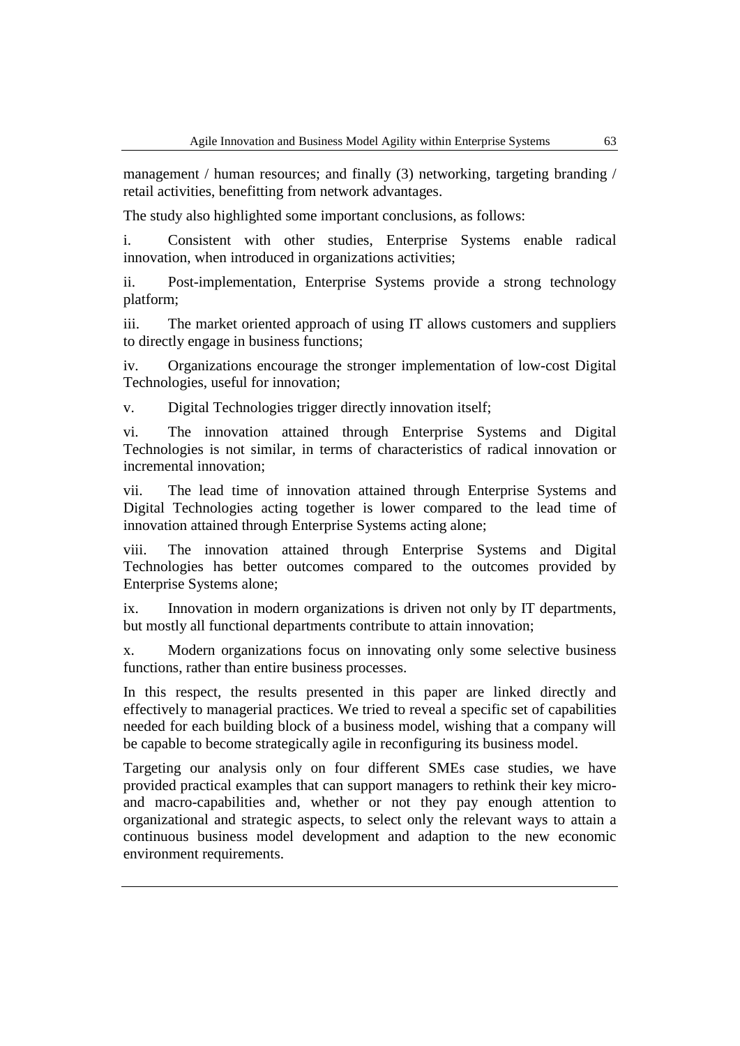management / human resources; and finally (3) networking, targeting branding / retail activities, benefitting from network advantages.

The study also highlighted some important conclusions, as follows:

i. Consistent with other studies, Enterprise Systems enable radical innovation, when introduced in organizations activities;

ii. Post-implementation, Enterprise Systems provide a strong technology platform;

iii. The market oriented approach of using IT allows customers and suppliers to directly engage in business functions;

iv. Organizations encourage the stronger implementation of low-cost Digital Technologies, useful for innovation;

v. Digital Technologies trigger directly innovation itself;

vi. The innovation attained through Enterprise Systems and Digital Technologies is not similar, in terms of characteristics of radical innovation or incremental innovation;

vii. The lead time of innovation attained through Enterprise Systems and Digital Technologies acting together is lower compared to the lead time of innovation attained through Enterprise Systems acting alone;

viii. The innovation attained through Enterprise Systems and Digital Technologies has better outcomes compared to the outcomes provided by Enterprise Systems alone;

ix. Innovation in modern organizations is driven not only by IT departments, but mostly all functional departments contribute to attain innovation;

x. Modern organizations focus on innovating only some selective business functions, rather than entire business processes.

In this respect, the results presented in this paper are linked directly and effectively to managerial practices. We tried to reveal a specific set of capabilities needed for each building block of a business model, wishing that a company will be capable to become strategically agile in reconfiguring its business model.

Targeting our analysis only on four different SMEs case studies, we have provided practical examples that can support managers to rethink their key micro- and macro-capabilities and, whether or not they pay enough attention to organizational and strategic aspects, to select only the relevant ways to attain a continuous business model development and adaption to the new economic environment requirements.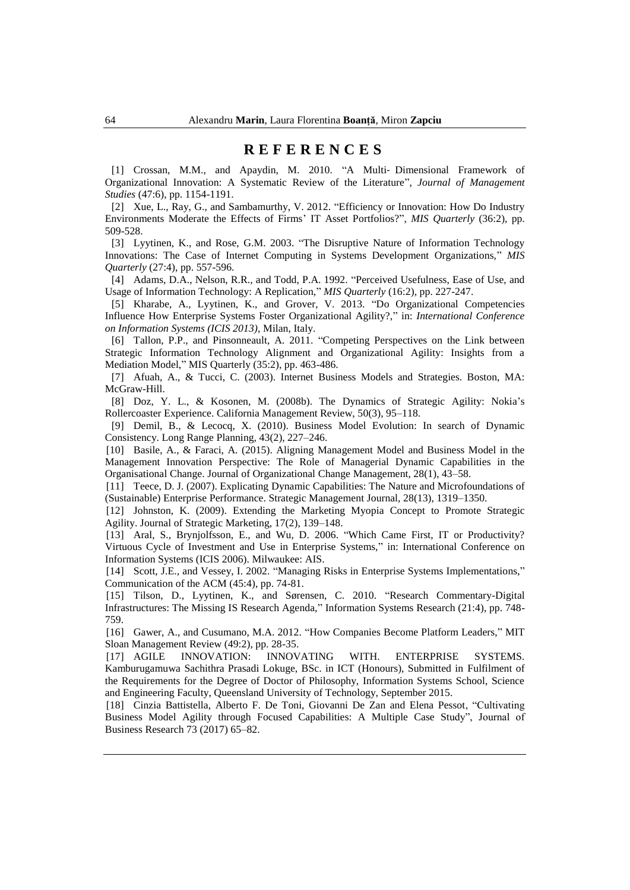# REFERENCES

[1] Crossan, M.M., and Apaydin, M. 2010. "A Multi- Dimensional Framework of Organizational Innovation: A Systematic Review of the Literature", *Journal of Management Studies* (47:6), pp. 1154-1191.

[2] Xue, L., Ray, G., and Sambamurthy, V. 2012. "Efficiency or Innovation: How Do Industry Environments Moderate the Effects of Firms' IT Asset Portfolios?", *MIS Quarterly* (36:2), pp. 509-528.

[3] Lyytinen, K., and Rose, G.M. 2003. "The Disruptive Nature of Information Technology Innovations: The Case of Internet Computing in Systems Development Organizations," *MIS Quarterly* (27:4), pp. 557-596.

[4] Adams, D.A., Nelson, R.R., and Todd, P.A. 1992. "Perceived Usefulness, Ease of Use, and Usage of Information Technology: A Replication," *MIS Quarterly* (16:2), pp. 227-247.

[5] Kharabe, A., Lyytinen, K., and Grover, V. 2013. "Do Organizational Competencies Influence How Enterprise Systems Foster Organizational Agility?," in: *International Conference on Information Systems (ICIS 2013)*, Milan, Italy.

[6] Tallon, P.P., and Pinsonneault, A. 2011. "Competing Perspectives on the Link between Strategic Information Technology Alignment and Organizational Agility: Insights from a Mediation Model," MIS Quarterly (35:2), pp. 463-486.

[7] Afuah, A., & Tucci, C. (2003). Internet Business Models and Strategies. Boston, MA: McGraw-Hill.

[8] Doz, Y. L., & Kosonen, M. (2008b). The Dynamics of Strategic Agility: Nokia's Rollercoaster Experience. California Management Review, 50(3), 95–118.

[9] Demil, B., & Lecocq, X. (2010). Business Model Evolution: In search of Dynamic Consistency. Long Range Planning, 43(2), 227–246.

[10] Basile, A., & Faraci, A. (2015). Aligning Management Model and Business Model in the Management Innovation Perspective: The Role of Managerial Dynamic Capabilities in the Organisational Change. Journal of Organizational Change Management, 28(1), 43–58.

[11] Teece, D. J. (2007). Explicating Dynamic Capabilities: The Nature and Microfoundations of (Sustainable) Enterprise Performance. Strategic Management Journal, 28(13), 1319–1350.

[12] Johnston, K. (2009). Extending the Marketing Myopia Concept to Promote Strategic Agility. Journal of Strategic Marketing, 17(2), 139–148.

[13] Aral, S., Brynjolfsson, E., and Wu, D. 2006. "Which Came First, IT or Productivity? Virtuous Cycle of Investment and Use in Enterprise Systems," in: International Conference on Information Systems (ICIS 2006). Milwaukee: AIS.

[14] Scott, J.E., and Vessey, I. 2002. "Managing Risks in Enterprise Systems Implementations," Communication of the ACM (45:4), pp. 74-81.

[15] Tilson, D., Lyytinen, K., and Sørensen, C. 2010. "Research Commentary-Digital Infrastructures: The Missing IS Research Agenda," Information Systems Research (21:4), pp. 748-759.

[16] Gawer, A., and Cusumano, M.A. 2012. "How Companies Become Platform Leaders," MIT Sloan Management Review (49:2), pp. 28-35.

[17] AGILE INNOVATION: INNOVATING WITH. ENTERPRISE SYSTEMS. Kamburugamuwa Sachithra Prasadi Lokuge, BSc. in ICT (Honours), Submitted in Fulfilment of the Requirements for the Degree of Doctor of Philosophy, Information Systems School, Science and Engineering Faculty, Queensland University of Technology, September 2015.

[18] Cinzia Battistella, Alberto F. De Toni, Giovanni De Zan and Elena Pessot, "Cultivating Business Model Agility through Focused Capabilities: A Multiple Case Study", Journal of Business Research 73 (2017) 65–82.